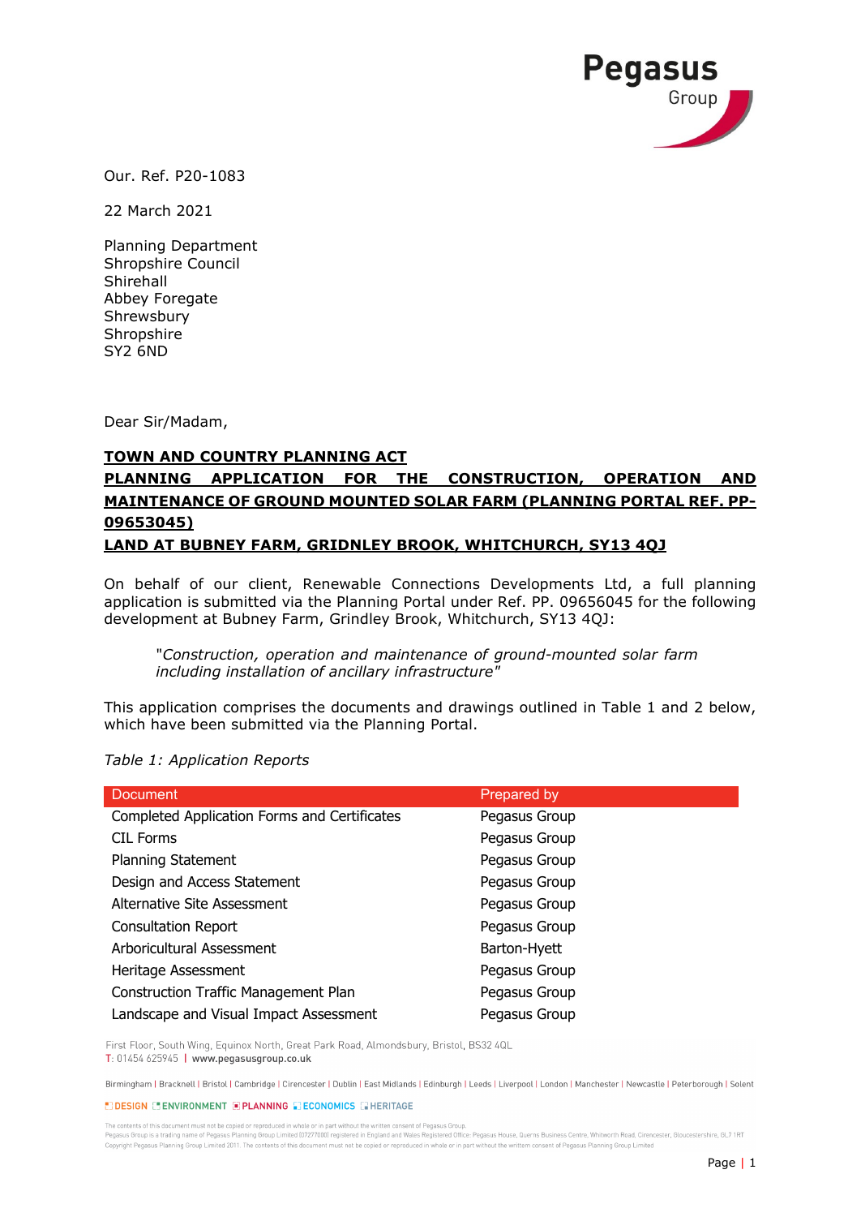Our. Ref. P20-1083

22 March 2021

Planning Department
Shropshire Council
Shirehall
Abbey Foregate
Shrewsbury
Shropshire
SY2 6ND

Dear Sir/Madam,

**TOWN AND COUNTRY PLANNING ACT**
**PLANNING APPLICATION FOR THE CONSTRUCTION, OPERATION AND MAINTENANCE OF GROUND MOUNTED SOLAR FARM (PLANNING PORTAL REF. PP-09653045)**
**LAND AT BUBNEY FARM, GRIDNLEY BROOK, WHITCHURCH, SY13 4QJ**

On behalf of our client, Renewable Connections Developments Ltd, a full planning application is submitted via the Planning Portal under Ref. PP. 09656045 for the following development at Bubney Farm, Grindley Brook, Whitchurch, SY13 4QJ:

> *"Construction, operation and maintenance of ground-mounted solar farm including installation of ancillary infrastructure"*

This application comprises the documents and drawings outlined in Table 1 and 2 below, which have been submitted via the Planning Portal.

*Table 1: Application Reports*

| Document | Prepared by |
|---|---|
| Completed Application Forms and Certificates | Pegasus Group |
| CIL Forms | Pegasus Group |
| Planning Statement | Pegasus Group |
| Design and Access Statement | Pegasus Group |
| Alternative Site Assessment | Pegasus Group |
| Consultation Report | Pegasus Group |
| Arboricultural Assessment | Barton-Hyett |
| Heritage Assessment | Pegasus Group |
| Construction Traffic Management Plan | Pegasus Group |
| Landscape and Visual Impact Assessment | Pegasus Group |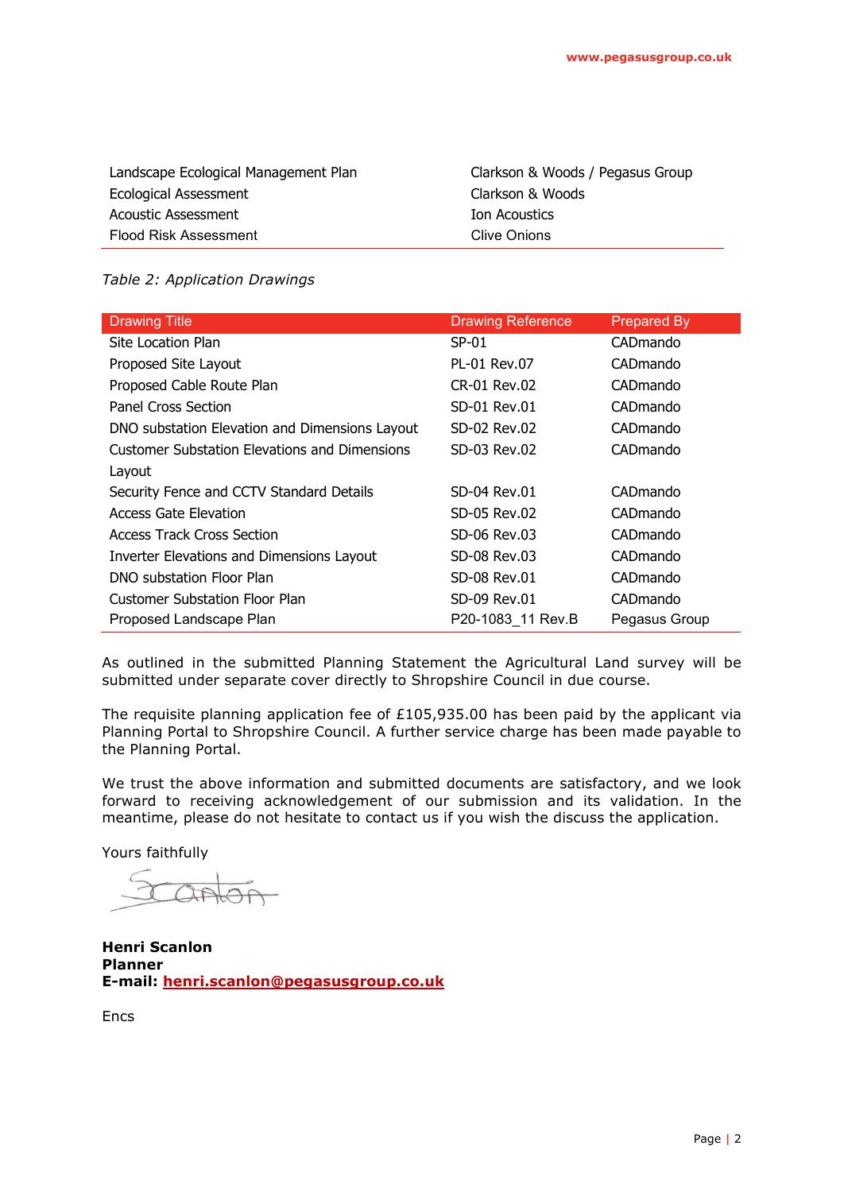| | |
|---|---|
| Landscape Ecological Management Plan | Clarkson & Woods / Pegasus Group |
| Ecological Assessment | Clarkson & Woods |
| Acoustic Assessment | Ion Acoustics |
| Flood Risk Assessment | Clive Onions |

*Table 2: Application Drawings*

| Drawing Title | Drawing Reference | Prepared By |
|---|---|---|
| Site Location Plan | SP-01 | CADmando |
| Proposed Site Layout | PL-01 Rev.07 | CADmando |
| Proposed Cable Route Plan | CR-01 Rev.02 | CADmando |
| Panel Cross Section | SD-01 Rev.01 | CADmando |
| DNO substation Elevation and Dimensions Layout | SD-02 Rev.02 | CADmando |
| Customer Substation Elevations and Dimensions Layout | SD-03 Rev.02 | CADmando |
| Security Fence and CCTV Standard Details | SD-04 Rev.01 | CADmando |
| Access Gate Elevation | SD-05 Rev.02 | CADmando |
| Access Track Cross Section | SD-06 Rev.03 | CADmando |
| Inverter Elevations and Dimensions Layout | SD-08 Rev.03 | CADmando |
| DNO substation Floor Plan | SD-08 Rev.01 | CADmando |
| Customer Substation Floor Plan | SD-09 Rev.01 | CADmando |
| Proposed Landscape Plan | P20-1083_11 Rev.B | Pegasus Group |

As outlined in the submitted Planning Statement the Agricultural Land survey will be submitted under separate cover directly to Shropshire Council in due course.

The requisite planning application fee of £105,935.00 has been paid by the applicant via Planning Portal to Shropshire Council. A further service charge has been made payable to the Planning Portal.

We trust the above information and submitted documents are satisfactory, and we look forward to receiving acknowledgement of our submission and its validation. In the meantime, please do not hesitate to contact us if you wish the discuss the application.

Yours faithfully

**Henri Scanlon**
**Planner**
**E-mail: henri.scanlon@pegasusgroup.co.uk**

Encs